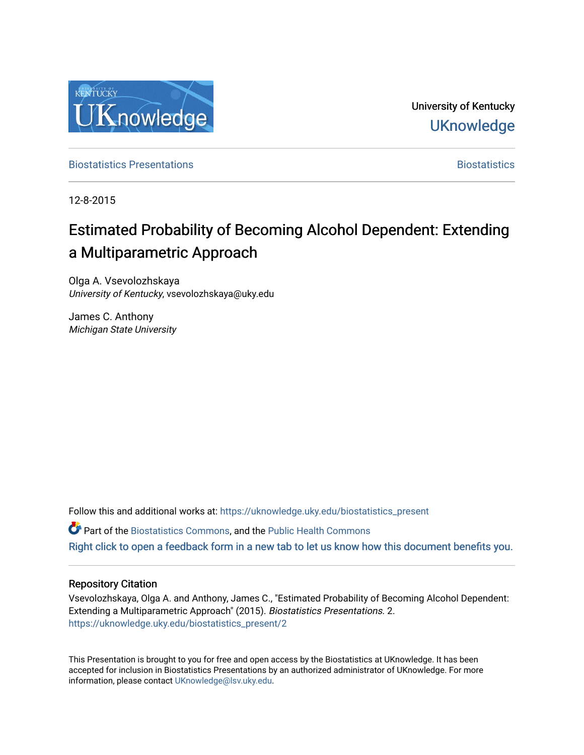University of Kentucky

UKnowledge

Biostatistics Presentations

Biostatistics

12-8-2015

# Estimated Probability of Becoming Alcohol Dependent: Extending a Multiparametric Approach

Olga A. Vsevolozhskaya
*University of Kentucky*, vsevolozhskaya@uky.edu

James C. Anthony
*Michigan State University*

Follow this and additional works at: https://uknowledge.uky.edu/biostatistics_present

Part of the Biostatistics Commons, and the Public Health Commons

Right click to open a feedback form in a new tab to let us know how this document benefits you.

## Repository Citation

Vsevolozhskaya, Olga A. and Anthony, James C., "Estimated Probability of Becoming Alcohol Dependent: Extending a Multiparametric Approach" (2015). *Biostatistics Presentations*. 2.
https://uknowledge.uky.edu/biostatistics_present/2

This Presentation is brought to you for free and open access by the Biostatistics at UKnowledge. It has been accepted for inclusion in Biostatistics Presentations by an authorized administrator of UKnowledge. For more information, please contact UKnowledge@lsv.uky.edu.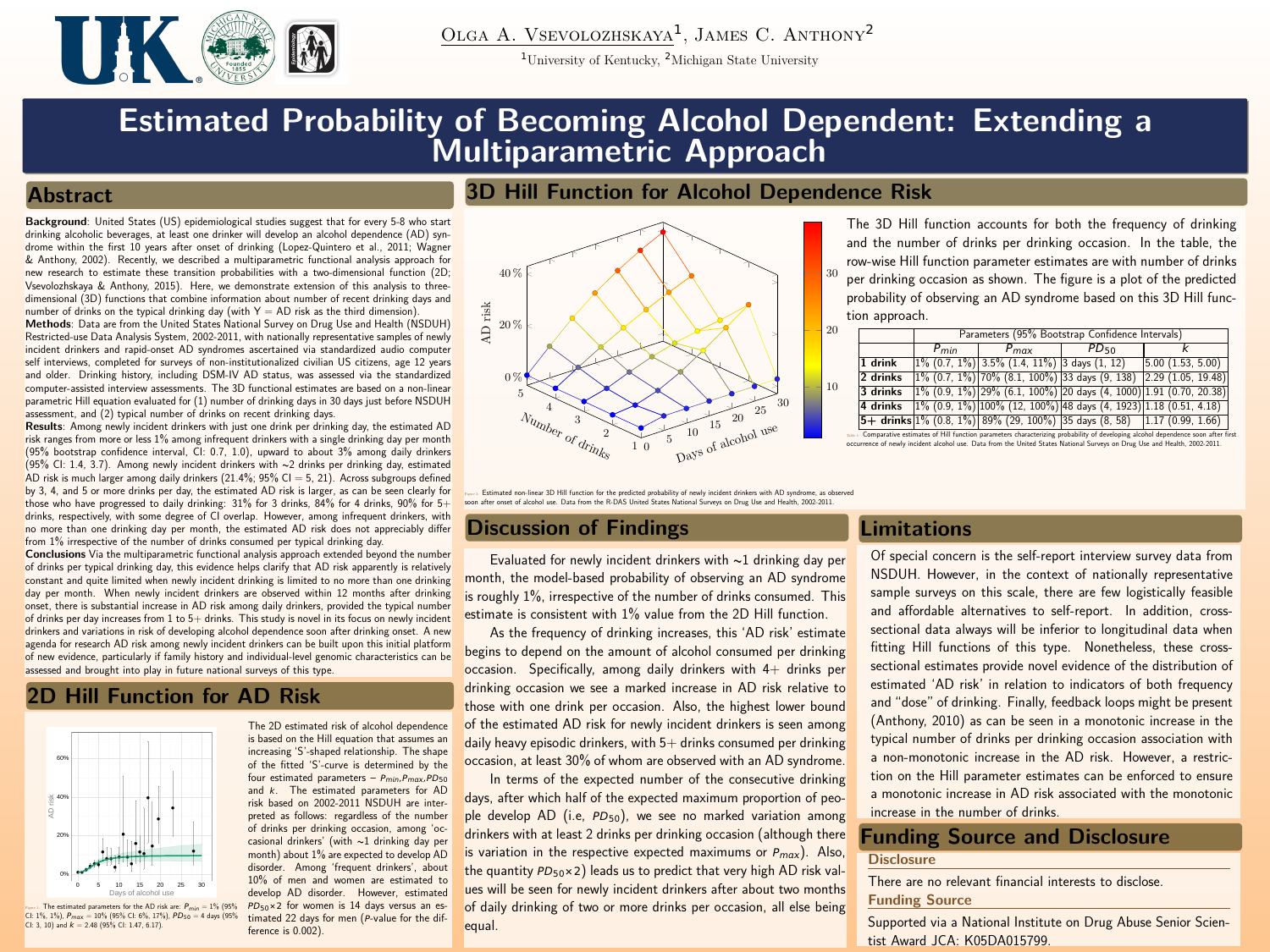Olga A. Vsevolozhskaya[1], James C. Anthony[2]

[1]University of Kentucky, [2]Michigan State University

# Estimated Probability of Becoming Alcohol Dependent: Extending a Multiparametric Approach

## Abstract

**Background**: United States (US) epidemiological studies suggest that for every 5-8 who start drinking alcoholic beverages, at least one drinker will develop an alcohol dependence (AD) syndrome within the first 10 years after onset of drinking (Lopez-Quintero et al., 2011; Wagner & Anthony, 2002). Recently, we described a multiparametric functional analysis approach for new research to estimate these transition probabilities with a two-dimensional function (2D; Vsevolozhskaya & Anthony, 2015). Here, we demonstrate extension of this analysis to three-dimensional (3D) functions that combine information about number of recent drinking days and number of drinks on the typical drinking day (with Y = AD risk as the third dimension).

**Methods**: Data are from the United States National Survey on Drug Use and Health (NSDUH) Restricted-use Data Analysis System, 2002-2011, with nationally representative samples of newly incident drinkers and rapid-onset AD syndromes ascertained via standardized audio computer self interviews, completed for surveys of non-institutionalized civilian US citizens, age 12 years and older. Drinking history, including DSM-IV AD status, was assessed via the standardized computer-assisted interview assessments. The 3D functional estimates are based on a non-linear parametric Hill equation evaluated for (1) number of drinking days in 30 days just before NSDUH assessment, and (2) typical number of drinks on recent drinking days.

**Results**: Among newly incident drinkers with just one drink per drinking day, the estimated AD risk ranges from more or less 1% among infrequent drinkers with a single drinking day per month (95% bootstrap confidence interval, CI: 0.7, 1.0), upward to about 3% among daily drinkers (95% CI: 1.4, 3.7). Among newly incident drinkers with ~2 drinks per drinking day, estimated AD risk is much larger among daily drinkers (21.4%; 95% CI = 5, 21). Across subgroups defined by 3, 4, and 5 or more drinks per day, the estimated AD risk is larger, as can be seen clearly for those who have progressed to daily drinking: 31% for 3 drinks, 84% for 4 drinks, 90% for 5+ drinks, respectively, with some degree of CI overlap. However, among infrequent drinkers, with no more than one drinking day per month, the estimated AD risk does not appreciably differ from 1% irrespective of the number of drinks consumed per typical drinking day.

**Conclusions** Via the multiparametric functional analysis approach extended beyond the number of drinks per typical drinking day, this evidence helps clarify that AD risk apparently is relatively constant and quite limited when newly incident drinking is limited to no more than one drinking day per month. When newly incident drinkers are observed within 12 months after drinking onset, there is substantial increase in AD risk among daily drinkers, provided the typical number of drinks per day increases from 1 to 5+ drinks. This study is novel in its focus on newly incident drinkers and variations in risk of developing alcohol dependence soon after drinking onset. A new agenda for research AD risk among newly incident drinkers can be built upon this initial platform of new evidence, particularly if family history and individual-level genomic characteristics can be assessed and brought into play in future national surveys of this type.

## 2D Hill Function for AD Risk

AD risk
60%
40%
20%
0%
0 5 10 15 20 25 30
Days of alcohol use

Figure 1: The estimated parameters for the AD risk are: $P_{min}$ = 1% (95% CI: 1%, 1%), $P_{max}$ = 10% (95% CI: 6%, 17%), $PD_{50}$ = 4 days (95% CI: 3, 10) and $k$ = 2.48 (95% CI: 1.47, 6.17).

The 2D estimated risk of alcohol dependence is based on the Hill equation that assumes an increasing 'S'-shaped relationship. The shape of the fitted 'S'-curve is determined by the four estimated parameters – $P_{min}$, $P_{max}$, $PD_{50}$ and $k$. The estimated parameters for AD risk based on 2002-2011 NSDUH are interpreted as follows: regardless of the number of drinks per drinking occasion, among 'occasional drinkers' (with ~1 drinking day per month) about 1% are expected to develop AD disorder. Among 'frequent drinkers', about 10% of men and women are estimated to develop AD disorder. However, estimated $PD_{50}\times 2$ for women is 14 days versus an estimated 22 days for men ($P$-value for the difference is 0.002).

## 3D Hill Function for Alcohol Dependence Risk

AD risk
40%
20%
0%
Number of drinks
1 2 3 4 5
Days of alcohol use
0 5 10 15 20 25 30
10 20 30

Figure 2: Estimated non-linear 3D Hill function for the predicted probability of newly incident drinkers with AD syndrome, as observed soon after onset of alcohol use. Data from the R-DAS United States National Surveys on Drug Use and Health, 2002-2011.

The 3D Hill function accounts for both the frequency of drinking and the number of drinks per drinking occasion. In the table, the row-wise Hill function parameter estimates are with number of drinks per drinking occasion as shown. The figure is a plot of the predicted probability of observing an AD syndrome based on this 3D Hill function approach.

| | Parameters (95% Bootstrap Confidence Intervals) | | | |
|---|---|---|---|---|
| | $P_{min}$ | $P_{max}$ | $PD_{50}$ | $k$ |
| **1 drink** | 1% (0.7, 1%) | 3.5% (1.4, 11%) | 3 days (1, 12) | 5.00 (1.53, 5.00) |
| **2 drinks** | 1% (0.7, 1%) | 70% (8.1, 100%) | 33 days (9, 138) | 2.29 (1.05, 19.48) |
| **3 drinks** | 1% (0.9, 1%) | 29% (6.1, 100%) | 20 days (4, 1000) | 1.91 (0.70, 20.38) |
| **4 drinks** | 1% (0.9, 1%) | 100% (12, 100%) | 48 days (4, 1923) | 1.18 (0.51, 4.18) |
| **5+ drinks** | 1% (0.8, 1%) | 89% (29, 100%) | 35 days (8, 58) | 1.17 (0.99, 1.66) |

Table 1: Comparative estimates of Hill function parameters characterizing probability of developing alcohol dependence soon after first occurrence of newly incident alcohol use. Data from the United States National Surveys on Drug Use and Health, 2002-2011.

## Discussion of Findings

Evaluated for newly incident drinkers with ~1 drinking day per month, the model-based probability of observing an AD syndrome is roughly 1%, irrespective of the number of drinks consumed. This estimate is consistent with 1% value from the 2D Hill function.

As the frequency of drinking increases, this 'AD risk' estimate begins to depend on the amount of alcohol consumed per drinking occasion. Specifically, among daily drinkers with 4+ drinks per drinking occasion we see a marked increase in AD risk relative to those with one drink per occasion. Also, the highest lower bound of the estimated AD risk for newly incident drinkers is seen among daily heavy episodic drinkers, with 5+ drinks consumed per drinking occasion, at least 30% of whom are observed with an AD syndrome.

In terms of the expected number of the consecutive drinking days, after which half of the expected maximum proportion of people develop AD (i.e, $PD_{50}$), we see no marked variation among drinkers with at least 2 drinks per drinking occasion (although there is variation in the respective expected maximums or $P_{max}$). Also, the quantity $PD_{50}\times 2$) leads us to predict that very high AD risk values will be seen for newly incident drinkers after about two months of daily drinking of two or more drinks per occasion, all else being equal.

## Limitations

Of special concern is the self-report interview survey data from NSDUH. However, in the context of nationally representative sample surveys on this scale, there are few logistically feasible and affordable alternatives to self-report. In addition, cross-sectional data always will be inferior to longitudinal data when fitting Hill functions of this type. Nonetheless, these cross-sectional estimates provide novel evidence of the distribution of estimated 'AD risk' in relation to indicators of both frequency and "dose" of drinking. Finally, feedback loops might be present (Anthony, 2010) as can be seen in a monotonic increase in the typical number of drinks per drinking occasion association with a non-monotonic increase in the AD risk. However, a restriction on the Hill parameter estimates can be enforced to ensure a monotonic increase in AD risk associated with the monotonic increase in the number of drinks.

## Funding Source and Disclosure

### Disclosure

There are no relevant financial interests to disclose.

### Funding Source

Supported via a National Institute on Drug Abuse Senior Scientist Award JCA: K05DA015799.